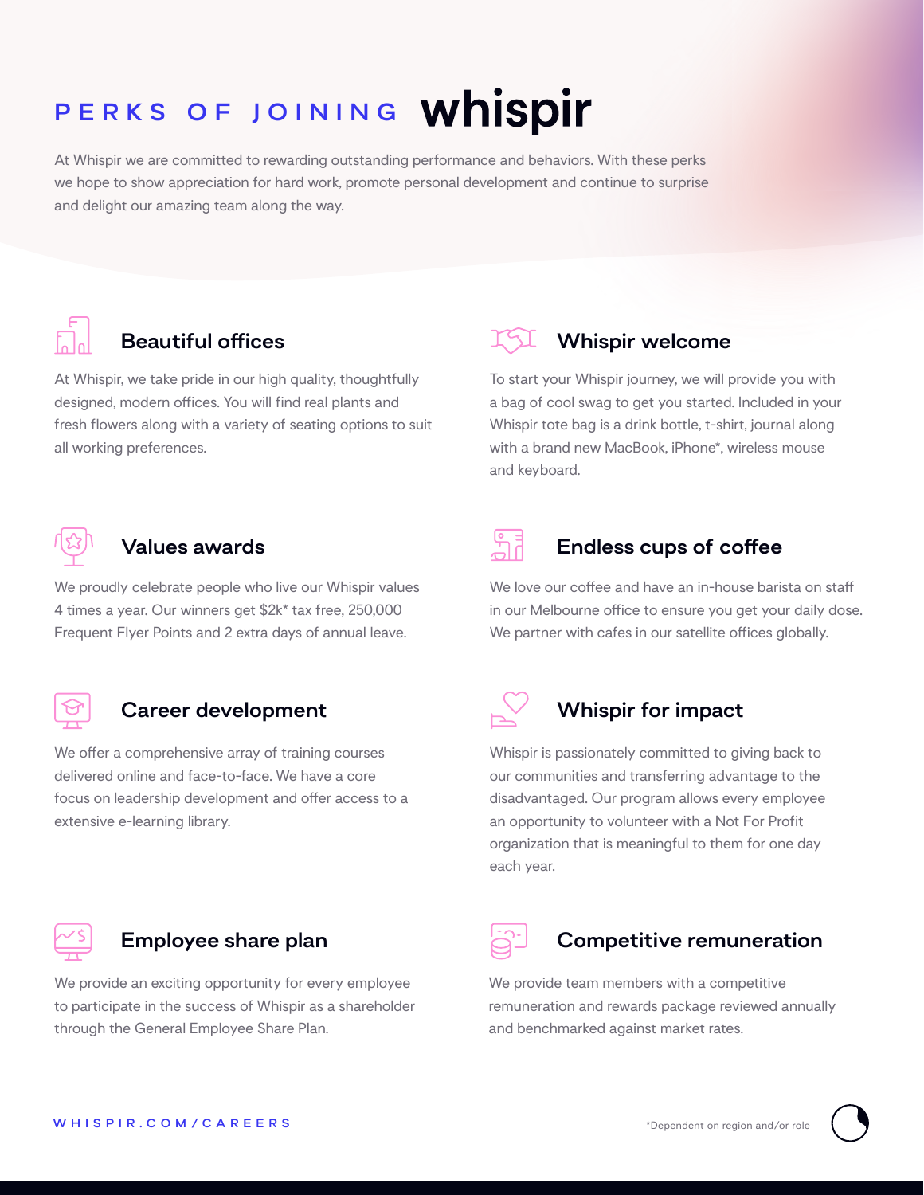# PERKS OF JOINING whispir

At Whispir we are committed to rewarding outstanding performance and behaviors. With these perks we hope to show appreciation for hard work, promote personal development and continue to surprise and delight our amazing team along the way.

## Beautiful offices

At Whispir, we take pride in our high quality, thoughtfully designed, modern offices. You will find real plants and fresh flowers along with a variety of seating options to suit all working preferences.

## Whispir welcome

To start your Whispir journey, we will provide you with a bag of cool swag to get you started. Included in your Whispir tote bag is a drink bottle, t-shirt, journal along with a brand new MacBook, iPhone*, wireless mouse and keyboard.

## Values awards

We proudly celebrate people who live our Whispir values 4 times a year. Our winners get $2k* tax free, 250,000 Frequent Flyer Points and 2 extra days of annual leave.

## Endless cups of coffee

We love our coffee and have an in-house barista on staff in our Melbourne office to ensure you get your daily dose. We partner with cafes in our satellite offices globally.

## Career development

We offer a comprehensive array of training courses delivered online and face-to-face. We have a core focus on leadership development and offer access to a extensive e-learning library.

## Whispir for impact

Whispir is passionately committed to giving back to our communities and transferring advantage to the disadvantaged. Our program allows every employee an opportunity to volunteer with a Not For Profit organization that is meaningful to them for one day each year.

## Employee share plan

We provide an exciting opportunity for every employee to participate in the success of Whispir as a shareholder through the General Employee Share Plan.

## Competitive remuneration

We provide team members with a competitive remuneration and rewards package reviewed annually and benchmarked against market rates.

WHISPIR.COM/CAREERS

*Dependent on region and/or role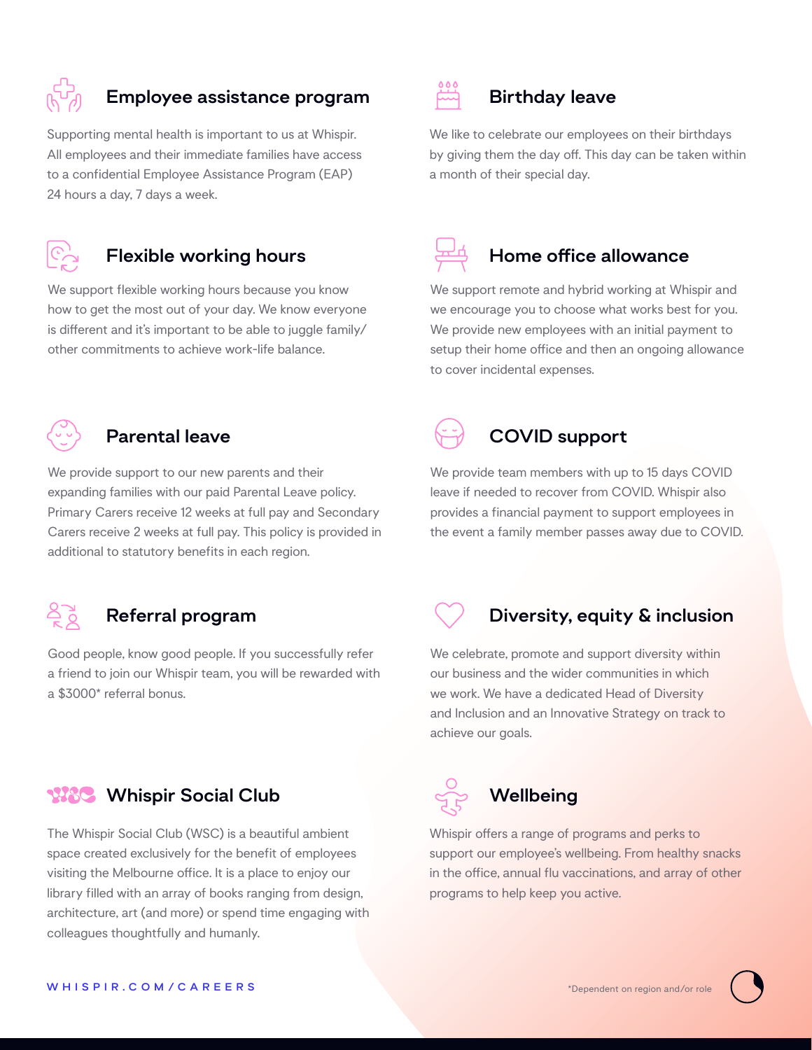## Employee assistance program

Supporting mental health is important to us at Whispir. All employees and their immediate families have access to a confidential Employee Assistance Program (EAP) 24 hours a day, 7 days a week.

## Flexible working hours

We support flexible working hours because you know how to get the most out of your day. We know everyone is different and it's important to be able to juggle family/ other commitments to achieve work-life balance.

## Parental leave

We provide support to our new parents and their expanding families with our paid Parental Leave policy. Primary Carers receive 12 weeks at full pay and Secondary Carers receive 2 weeks at full pay. This policy is provided in additional to statutory benefits in each region.

## Referral program

Good people, know good people. If you successfully refer a friend to join our Whispir team, you will be rewarded with a $3000* referral bonus.

## Whispir Social Club

The Whispir Social Club (WSC) is a beautiful ambient space created exclusively for the benefit of employees visiting the Melbourne office. It is a place to enjoy our library filled with an array of books ranging from design, architecture, art (and more) or spend time engaging with colleagues thoughtfully and humanly.

## Birthday leave

We like to celebrate our employees on their birthdays by giving them the day off. This day can be taken within a month of their special day.

## Home office allowance

We support remote and hybrid working at Whispir and we encourage you to choose what works best for you. We provide new employees with an initial payment to setup their home office and then an ongoing allowance to cover incidental expenses.

## COVID support

We provide team members with up to 15 days COVID leave if needed to recover from COVID. Whispir also provides a financial payment to support employees in the event a family member passes away due to COVID.

## Diversity, equity & inclusion

We celebrate, promote and support diversity within our business and the wider communities in which we work. We have a dedicated Head of Diversity and Inclusion and an Innovative Strategy on track to achieve our goals.

## Wellbeing

Whispir offers a range of programs and perks to support our employee's wellbeing. From healthy snacks in the office, annual flu vaccinations, and array of other programs to help keep you active.

WHISPIR.COM/CAREERS

*Dependent on region and/or role